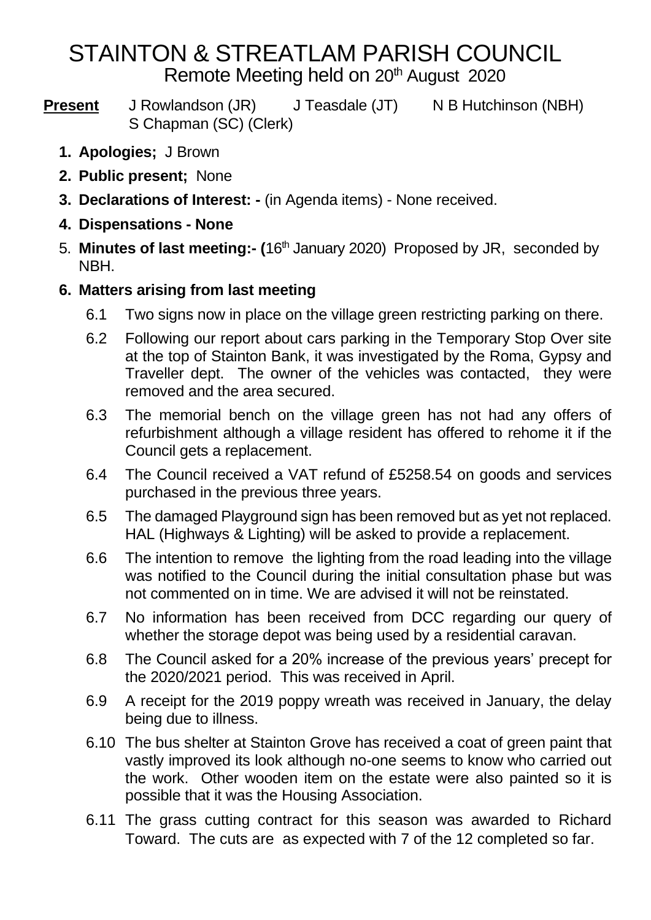# STAINTON & STREATLAM PARISH COUNCIL

## Remote Meeting held on 20th August 2020

**Present** J Rowlandson (JR) J Teasdale (JT) N B Hutchinson (NBH) S Chapman (SC) (Clerk)

1. **Apologies;** J Brown
2. **Public present;** None
3. **Declarations of Interest: -** (in Agenda items) - None received.
4. **Dispensations - None**
5. **Minutes of last meeting:- (**16th January 2020) Proposed by JR, seconded by NBH.
6. **Matters arising from last meeting**
   - 6.1 Two signs now in place on the village green restricting parking on there.
   - 6.2 Following our report about cars parking in the Temporary Stop Over site at the top of Stainton Bank, it was investigated by the Roma, Gypsy and Traveller dept. The owner of the vehicles was contacted, they were removed and the area secured.
   - 6.3 The memorial bench on the village green has not had any offers of refurbishment although a village resident has offered to rehome it if the Council gets a replacement.
   - 6.4 The Council received a VAT refund of £5258.54 on goods and services purchased in the previous three years.
   - 6.5 The damaged Playground sign has been removed but as yet not replaced. HAL (Highways & Lighting) will be asked to provide a replacement.
   - 6.6 The intention to remove the lighting from the road leading into the village was notified to the Council during the initial consultation phase but was not commented on in time. We are advised it will not be reinstated.
   - 6.7 No information has been received from DCC regarding our query of whether the storage depot was being used by a residential caravan.
   - 6.8 The Council asked for a 20% increase of the previous years' precept for the 2020/2021 period. This was received in April.
   - 6.9 A receipt for the 2019 poppy wreath was received in January, the delay being due to illness.
   - 6.10 The bus shelter at Stainton Grove has received a coat of green paint that vastly improved its look although no-one seems to know who carried out the work. Other wooden item on the estate were also painted so it is possible that it was the Housing Association.
   - 6.11 The grass cutting contract for this season was awarded to Richard Toward. The cuts are as expected with 7 of the 12 completed so far.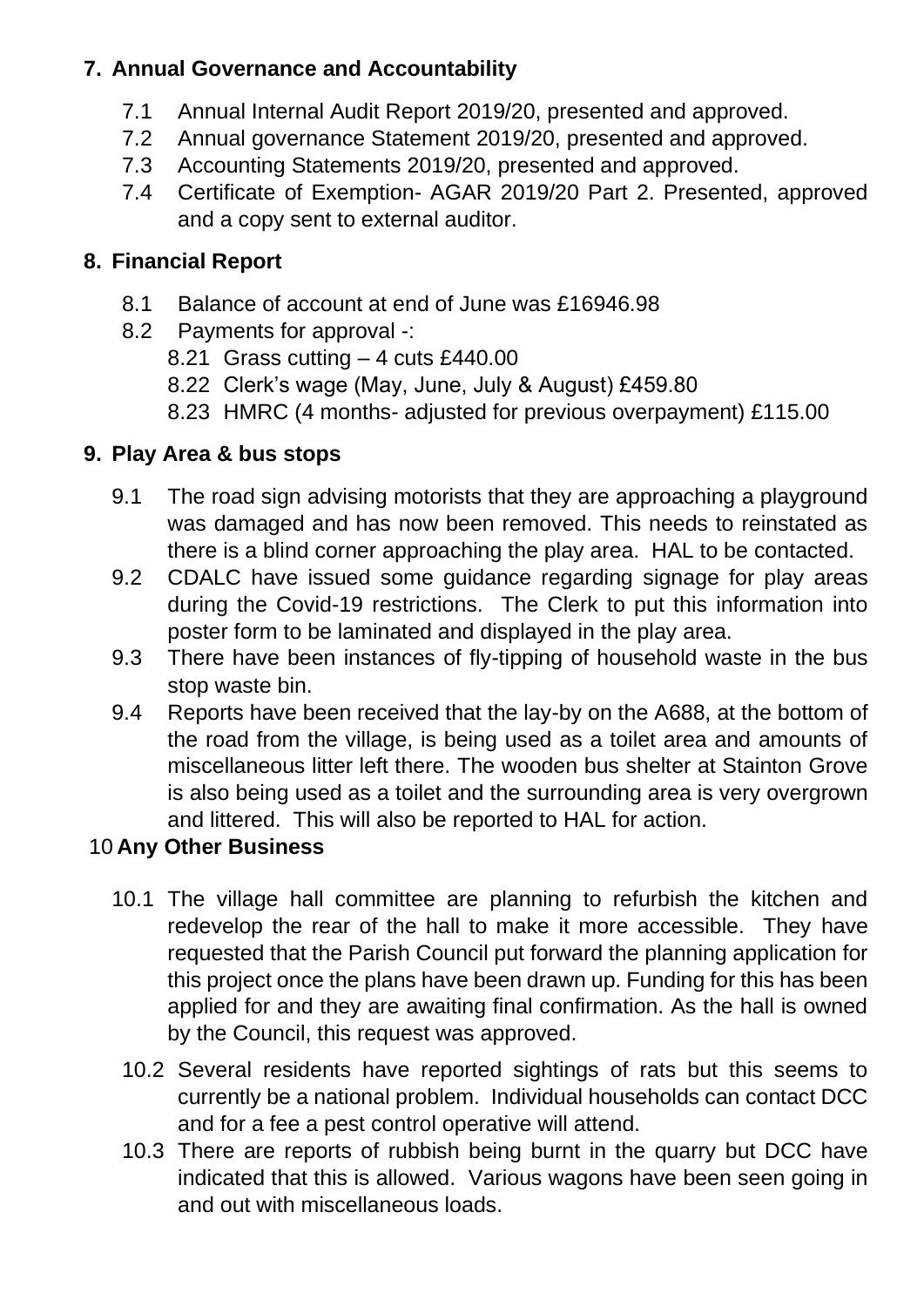## 7. Annual Governance and Accountability

- 7.1 Annual Internal Audit Report 2019/20, presented and approved.
- 7.2 Annual governance Statement 2019/20, presented and approved.
- 7.3 Accounting Statements 2019/20, presented and approved.
- 7.4 Certificate of Exemption- AGAR 2019/20 Part 2. Presented, approved and a copy sent to external auditor.

## 8. Financial Report

- 8.1 Balance of account at end of June was £16946.98
- 8.2 Payments for approval -:
  - 8.21 Grass cutting – 4 cuts £440.00
  - 8.22 Clerk's wage (May, June, July & August) £459.80
  - 8.23 HMRC (4 months- adjusted for previous overpayment) £115.00

## 9. Play Area & bus stops

- 9.1 The road sign advising motorists that they are approaching a playground was damaged and has now been removed. This needs to reinstated as there is a blind corner approaching the play area. HAL to be contacted.
- 9.2 CDALC have issued some guidance regarding signage for play areas during the Covid-19 restrictions. The Clerk to put this information into poster form to be laminated and displayed in the play area.
- 9.3 There have been instances of fly-tipping of household waste in the bus stop waste bin.
- 9.4 Reports have been received that the lay-by on the A688, at the bottom of the road from the village, is being used as a toilet area and amounts of miscellaneous litter left there. The wooden bus shelter at Stainton Grove is also being used as a toilet and the surrounding area is very overgrown and littered. This will also be reported to HAL for action.

## 10 Any Other Business

- 10.1 The village hall committee are planning to refurbish the kitchen and redevelop the rear of the hall to make it more accessible. They have requested that the Parish Council put forward the planning application for this project once the plans have been drawn up. Funding for this has been applied for and they are awaiting final confirmation. As the hall is owned by the Council, this request was approved.
- 10.2 Several residents have reported sightings of rats but this seems to currently be a national problem. Individual households can contact DCC and for a fee a pest control operative will attend.
- 10.3 There are reports of rubbish being burnt in the quarry but DCC have indicated that this is allowed. Various wagons have been seen going in and out with miscellaneous loads.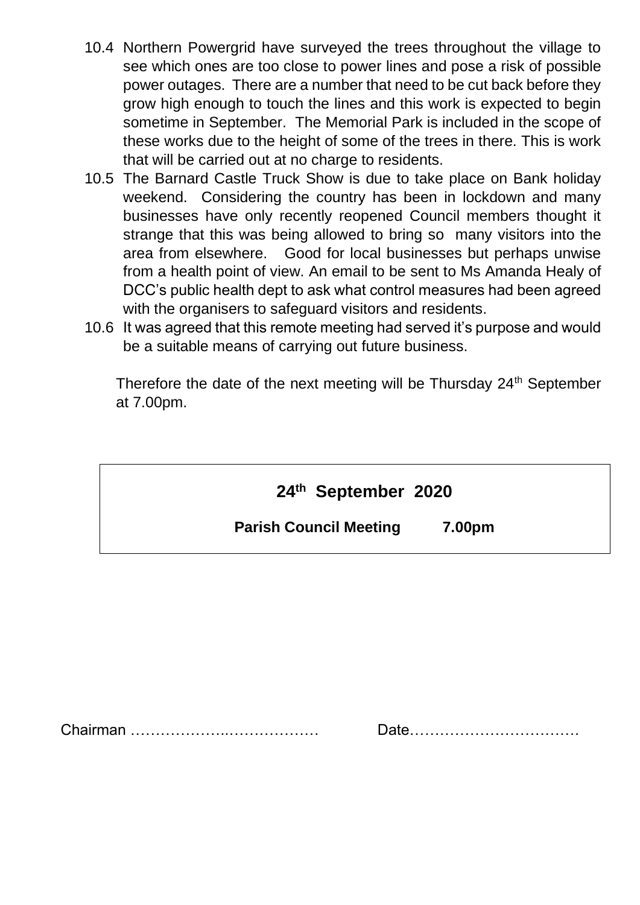10.4 Northern Powergrid have surveyed the trees throughout the village to see which ones are too close to power lines and pose a risk of possible power outages. There are a number that need to be cut back before they grow high enough to touch the lines and this work is expected to begin sometime in September. The Memorial Park is included in the scope of these works due to the height of some of the trees in there. This is work that will be carried out at no charge to residents.

10.5 The Barnard Castle Truck Show is due to take place on Bank holiday weekend. Considering the country has been in lockdown and many businesses have only recently reopened Council members thought it strange that this was being allowed to bring so many visitors into the area from elsewhere. Good for local businesses but perhaps unwise from a health point of view. An email to be sent to Ms Amanda Healy of DCC's public health dept to ask what control measures had been agreed with the organisers to safeguard visitors and residents.

10.6 It was agreed that this remote meeting had served it's purpose and would be a suitable means of carrying out future business.

Therefore the date of the next meeting will be Thursday 24th September at 7.00pm.

**24th September 2020**

**Parish Council Meeting 7.00pm**

Chairman ……………….……………… Date……………………………